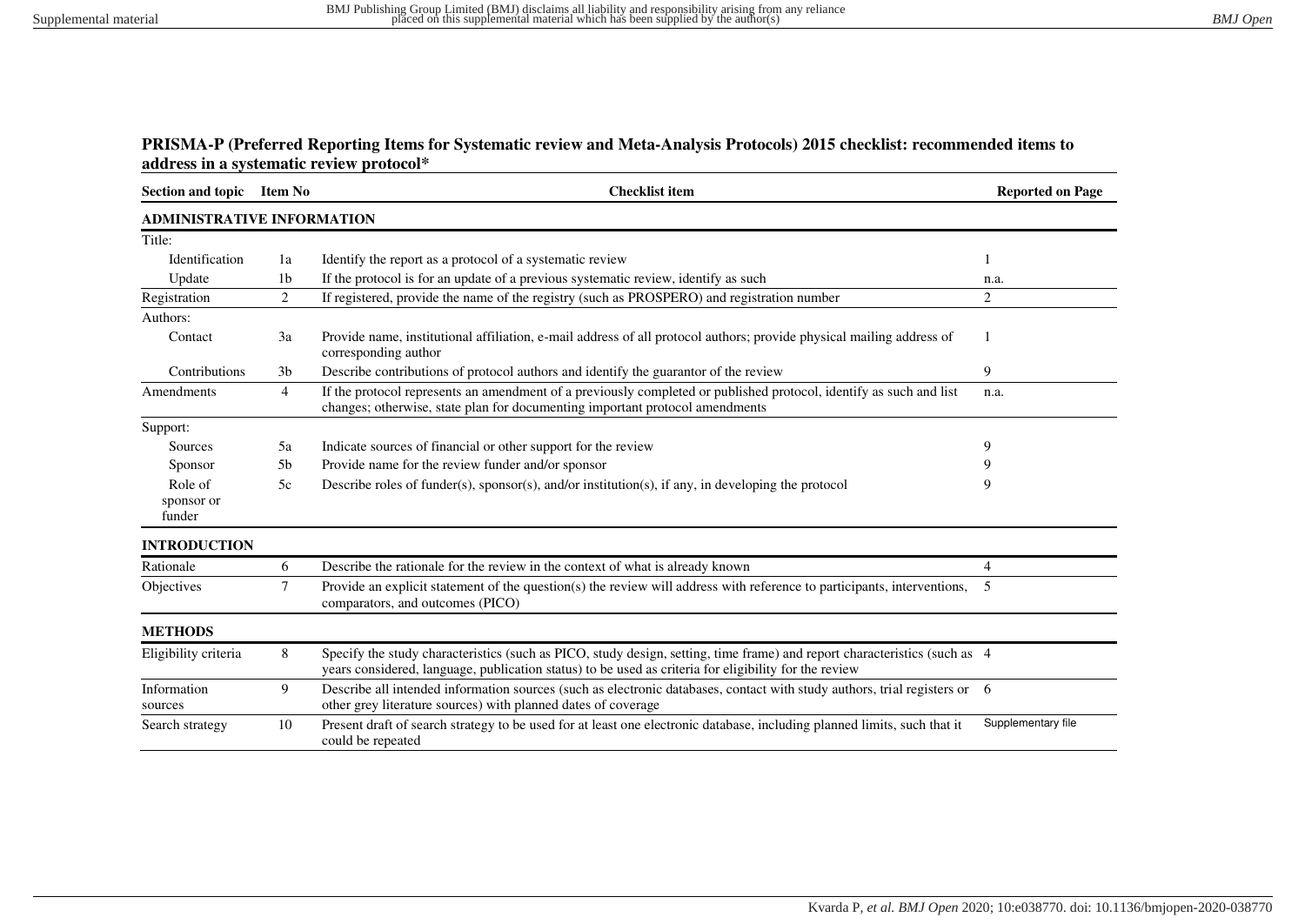**PRISMA-P (Preferred Reporting Items for Systematic review and Meta-Analysis Protocols) 2015 checklist: recommended items to address in a systematic review protocol***

| Section and topic | Item No | Checklist item | Reported on Page |
|---|---|---|---|
| **ADMINISTRATIVE INFORMATION** | | | |
| Title: | | | |
| Identification | 1a | Identify the report as a protocol of a systematic review | 1 |
| Update | 1b | If the protocol is for an update of a previous systematic review, identify as such | n.a. |
| Registration | 2 | If registered, provide the name of the registry (such as PROSPERO) and registration number | 2 |
| Authors: | | | |
| Contact | 3a | Provide name, institutional affiliation, e-mail address of all protocol authors; provide physical mailing address of corresponding author | 1 |
| Contributions | 3b | Describe contributions of protocol authors and identify the guarantor of the review | 9 |
| Amendments | 4 | If the protocol represents an amendment of a previously completed or published protocol, identify as such and list changes; otherwise, state plan for documenting important protocol amendments | n.a. |
| Support: | | | |
| Sources | 5a | Indicate sources of financial or other support for the review | 9 |
| Sponsor | 5b | Provide name for the review funder and/or sponsor | 9 |
| Role of sponsor or funder | 5c | Describe roles of funder(s), sponsor(s), and/or institution(s), if any, in developing the protocol | 9 |
| **INTRODUCTION** | | | |
| Rationale | 6 | Describe the rationale for the review in the context of what is already known | 4 |
| Objectives | 7 | Provide an explicit statement of the question(s) the review will address with reference to participants, interventions, comparators, and outcomes (PICO) | 5 |
| **METHODS** | | | |
| Eligibility criteria | 8 | Specify the study characteristics (such as PICO, study design, setting, time frame) and report characteristics (such as years considered, language, publication status) to be used as criteria for eligibility for the review | 4 |
| Information sources | 9 | Describe all intended information sources (such as electronic databases, contact with study authors, trial registers or other grey literature sources) with planned dates of coverage | 6 |
| Search strategy | 10 | Present draft of search strategy to be used for at least one electronic database, including planned limits, such that it could be repeated | Supplementary file |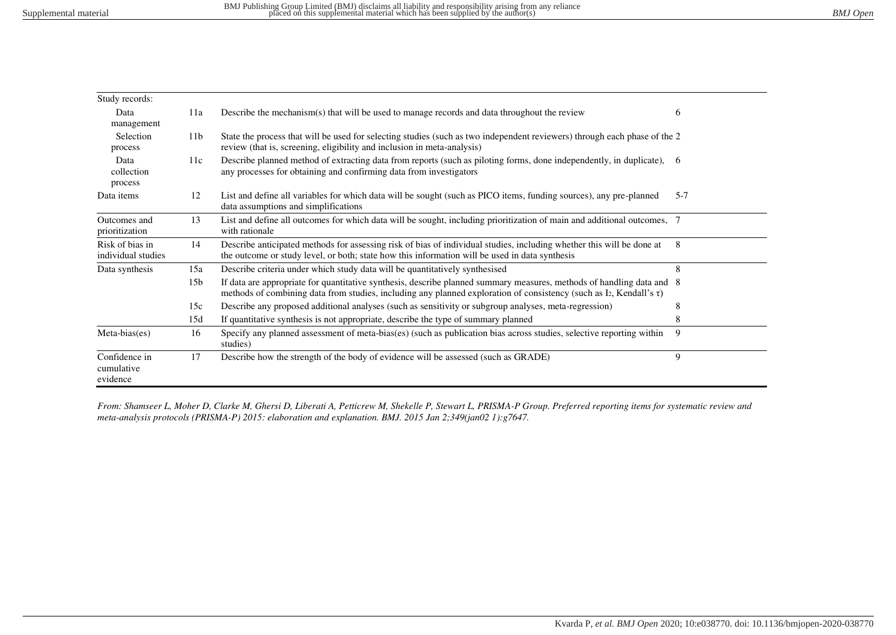| | | | |
|---|---|---|---|
| Study records: | | | |
| Data management | 11a | Describe the mechanism(s) that will be used to manage records and data throughout the review | 6 |
| Selection process | 11b | State the process that will be used for selecting studies (such as two independent reviewers) through each phase of the review (that is, screening, eligibility and inclusion in meta-analysis) | 2 |
| Data collection process | 11c | Describe planned method of extracting data from reports (such as piloting forms, done independently, in duplicate), any processes for obtaining and confirming data from investigators | 6 |
| Data items | 12 | List and define all variables for which data will be sought (such as PICO items, funding sources), any pre-planned data assumptions and simplifications | 5-7 |
| Outcomes and prioritization | 13 | List and define all outcomes for which data will be sought, including prioritization of main and additional outcomes, with rationale | 7 |
| Risk of bias in individual studies | 14 | Describe anticipated methods for assessing risk of bias of individual studies, including whether this will be done at the outcome or study level, or both; state how this information will be used in data synthesis | 8 |
| Data synthesis | 15a | Describe criteria under which study data will be quantitatively synthesised | 8 |
| | 15b | If data are appropriate for quantitative synthesis, describe planned summary measures, methods of handling data and methods of combining data from studies, including any planned exploration of consistency (such as $I_2$, Kendall's τ) | 8 |
| | 15c | Describe any proposed additional analyses (such as sensitivity or subgroup analyses, meta-regression) | 8 |
| | 15d | If quantitative synthesis is not appropriate, describe the type of summary planned | 8 |
| Meta-bias(es) | 16 | Specify any planned assessment of meta-bias(es) (such as publication bias across studies, selective reporting within studies) | 9 |
| Confidence in cumulative evidence | 17 | Describe how the strength of the body of evidence will be assessed (such as GRADE) | 9 |

*From: Shamseer L, Moher D, Clarke M, Ghersi D, Liberati A, Petticrew M, Shekelle P, Stewart L, PRISMA-P Group. Preferred reporting items for systematic review and meta-analysis protocols (PRISMA-P) 2015: elaboration and explanation. BMJ. 2015 Jan 2;349(jan02 1):g7647.*